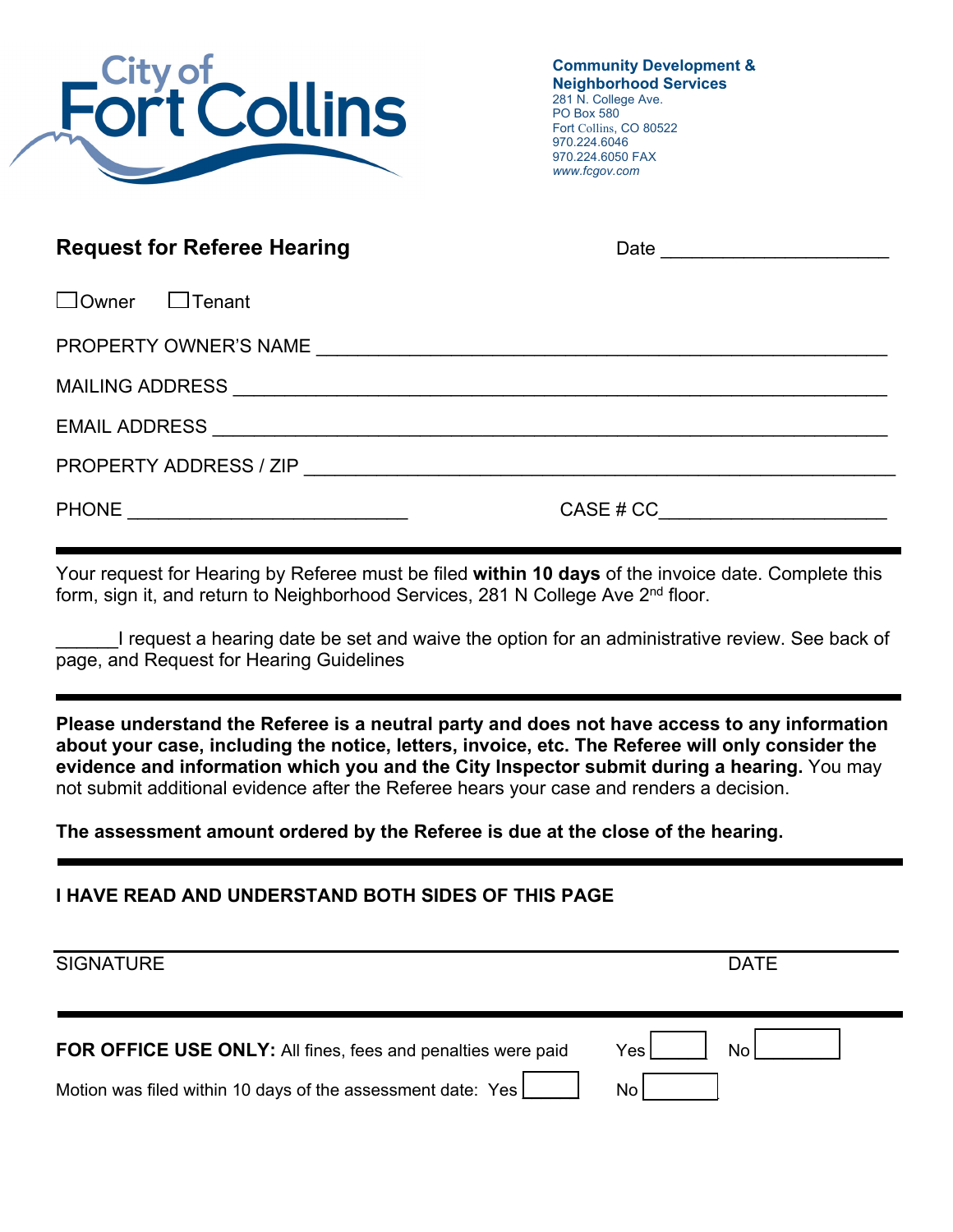City of Fort Collins

**Community Development & Neighborhood Services**
281 N. College Ave.
PO Box 580
Fort Collins, CO 80522
970.224.6046
970.224.6050 FAX
*www.fcgov.com*

## Request for Referee Hearing

Date ____________________

☐ Owner ☐ Tenant

PROPERTY OWNER'S NAME ______________________________________________

MAILING ADDRESS ______________________________________________

EMAIL ADDRESS ______________________________________________

PROPERTY ADDRESS / ZIP ______________________________________________

PHONE ________________________ CASE # CC____________________

---

Your request for Hearing by Referee must be filed **within 10 days** of the invoice date. Complete this form, sign it, and return to Neighborhood Services, 281 N College Ave 2nd floor.

______I request a hearing date be set and waive the option for an administrative review. See back of page, and Request for Hearing Guidelines

---

**Please understand the Referee is a neutral party and does not have access to any information about your case, including the notice, letters, invoice, etc. The Referee will only consider the evidence and information which you and the City Inspector submit during a hearing.** You may not submit additional evidence after the Referee hears your case and renders a decision.

**The assessment amount ordered by the Referee is due at the close of the hearing.**

---

**I HAVE READ AND UNDERSTAND BOTH SIDES OF THIS PAGE**

______________________________________________

SIGNATURE DATE

---

**FOR OFFICE USE ONLY:** All fines, fees and penalties were paid Yes ☐ No ☐

Motion was filed within 10 days of the assessment date: Yes ☐ No ☐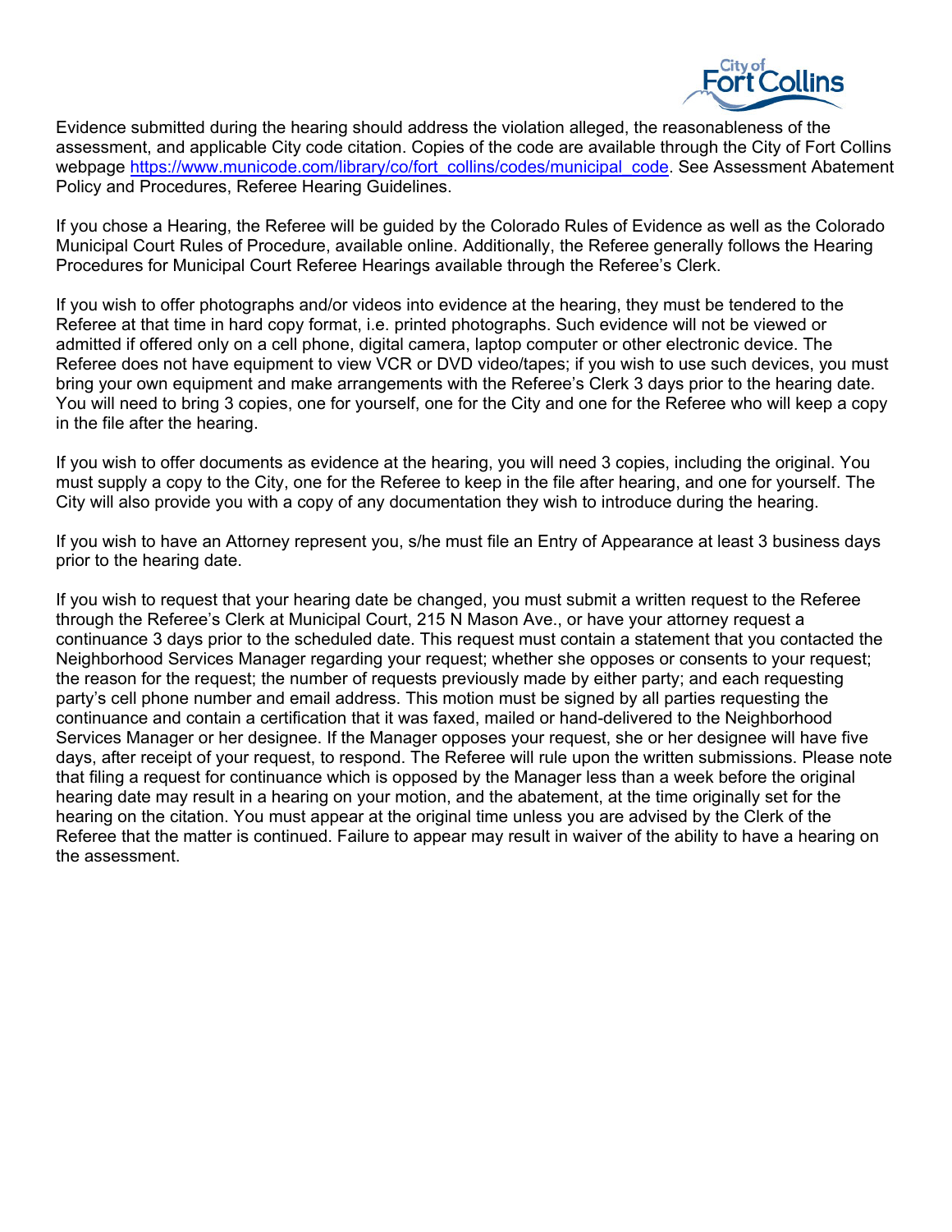Evidence submitted during the hearing should address the violation alleged, the reasonableness of the assessment, and applicable City code citation. Copies of the code are available through the City of Fort Collins webpage https://www.municode.com/library/co/fort_collins/codes/municipal_code. See Assessment Abatement Policy and Procedures, Referee Hearing Guidelines.

If you chose a Hearing, the Referee will be guided by the Colorado Rules of Evidence as well as the Colorado Municipal Court Rules of Procedure, available online. Additionally, the Referee generally follows the Hearing Procedures for Municipal Court Referee Hearings available through the Referee's Clerk.

If you wish to offer photographs and/or videos into evidence at the hearing, they must be tendered to the Referee at that time in hard copy format, i.e. printed photographs. Such evidence will not be viewed or admitted if offered only on a cell phone, digital camera, laptop computer or other electronic device. The Referee does not have equipment to view VCR or DVD video/tapes; if you wish to use such devices, you must bring your own equipment and make arrangements with the Referee's Clerk 3 days prior to the hearing date. You will need to bring 3 copies, one for yourself, one for the City and one for the Referee who will keep a copy in the file after the hearing.

If you wish to offer documents as evidence at the hearing, you will need 3 copies, including the original. You must supply a copy to the City, one for the Referee to keep in the file after hearing, and one for yourself. The City will also provide you with a copy of any documentation they wish to introduce during the hearing.

If you wish to have an Attorney represent you, s/he must file an Entry of Appearance at least 3 business days prior to the hearing date.

If you wish to request that your hearing date be changed, you must submit a written request to the Referee through the Referee's Clerk at Municipal Court, 215 N Mason Ave., or have your attorney request a continuance 3 days prior to the scheduled date. This request must contain a statement that you contacted the Neighborhood Services Manager regarding your request; whether she opposes or consents to your request; the reason for the request; the number of requests previously made by either party; and each requesting party's cell phone number and email address. This motion must be signed by all parties requesting the continuance and contain a certification that it was faxed, mailed or hand-delivered to the Neighborhood Services Manager or her designee. If the Manager opposes your request, she or her designee will have five days, after receipt of your request, to respond. The Referee will rule upon the written submissions. Please note that filing a request for continuance which is opposed by the Manager less than a week before the original hearing date may result in a hearing on your motion, and the abatement, at the time originally set for the hearing on the citation. You must appear at the original time unless you are advised by the Clerk of the Referee that the matter is continued. Failure to appear may result in waiver of the ability to have a hearing on the assessment.